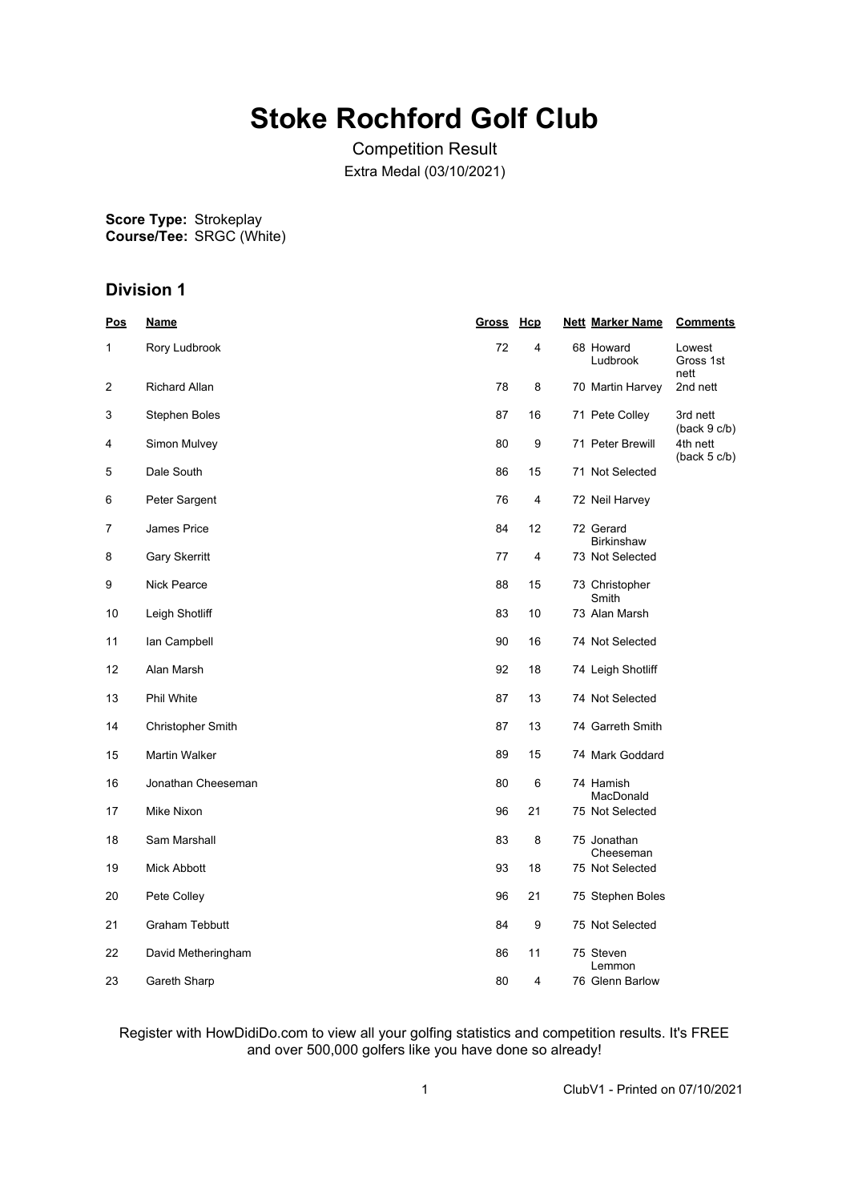# Stoke Rochford Golf Club

Competition Result

Extra Medal (03/10/2021)

**Score Type:** Strokeplay
**Course/Tee:** SRGC (White)

## Division 1

| Pos | Name | Gross | Hcp | Nett | Marker Name | Comments |
|---|---|---|---|---|---|---|
| 1 | Rory Ludbrook | 72 | 4 | 68 | Howard Ludbrook | Lowest Gross 1st nett |
| 2 | Richard Allan | 78 | 8 | 70 | Martin Harvey | 2nd nett |
| 3 | Stephen Boles | 87 | 16 | 71 | Pete Colley | 3rd nett (back 9 c/b) |
| 4 | Simon Mulvey | 80 | 9 | 71 | Peter Brewill | 4th nett (back 5 c/b) |
| 5 | Dale South | 86 | 15 | 71 | Not Selected | |
| 6 | Peter Sargent | 76 | 4 | 72 | Neil Harvey | |
| 7 | James Price | 84 | 12 | 72 | Gerard Birkinshaw | |
| 8 | Gary Skerritt | 77 | 4 | 73 | Not Selected | |
| 9 | Nick Pearce | 88 | 15 | 73 | Christopher Smith | |
| 10 | Leigh Shotliff | 83 | 10 | 73 | Alan Marsh | |
| 11 | Ian Campbell | 90 | 16 | 74 | Not Selected | |
| 12 | Alan Marsh | 92 | 18 | 74 | Leigh Shotliff | |
| 13 | Phil White | 87 | 13 | 74 | Not Selected | |
| 14 | Christopher Smith | 87 | 13 | 74 | Garreth Smith | |
| 15 | Martin Walker | 89 | 15 | 74 | Mark Goddard | |
| 16 | Jonathan Cheeseman | 80 | 6 | 74 | Hamish MacDonald | |
| 17 | Mike Nixon | 96 | 21 | 75 | Not Selected | |
| 18 | Sam Marshall | 83 | 8 | 75 | Jonathan Cheeseman | |
| 19 | Mick Abbott | 93 | 18 | 75 | Not Selected | |
| 20 | Pete Colley | 96 | 21 | 75 | Stephen Boles | |
| 21 | Graham Tebbutt | 84 | 9 | 75 | Not Selected | |
| 22 | David Metheringham | 86 | 11 | 75 | Steven Lemmon | |
| 23 | Gareth Sharp | 80 | 4 | 76 | Glenn Barlow | |

Register with HowDidiDo.com to view all your golfing statistics and competition results. It's FREE and over 500,000 golfers like you have done so already!

ClubV1 - Printed on 07/10/2021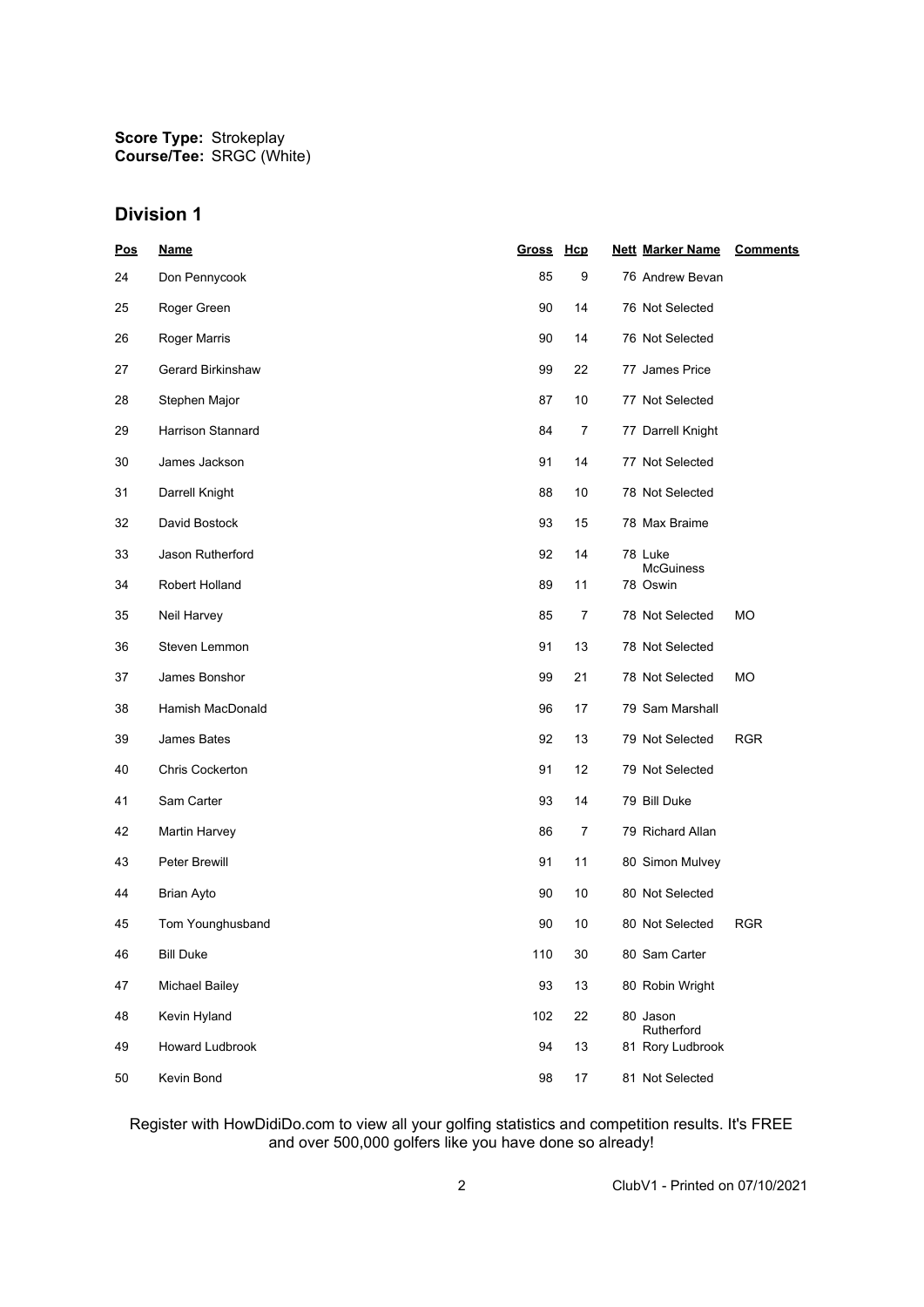**Score Type:** Strokeplay
**Course/Tee:** SRGC (White)

## Division 1

| Pos | Name | Gross | Hcp | Nett | Marker Name | Comments |
|---|---|---|---|---|---|---|
| 24 | Don Pennycook | 85 | 9 | 76 | Andrew Bevan | |
| 25 | Roger Green | 90 | 14 | 76 | Not Selected | |
| 26 | Roger Marris | 90 | 14 | 76 | Not Selected | |
| 27 | Gerard Birkinshaw | 99 | 22 | 77 | James Price | |
| 28 | Stephen Major | 87 | 10 | 77 | Not Selected | |
| 29 | Harrison Stannard | 84 | 7 | 77 | Darrell Knight | |
| 30 | James Jackson | 91 | 14 | 77 | Not Selected | |
| 31 | Darrell Knight | 88 | 10 | 78 | Not Selected | |
| 32 | David Bostock | 93 | 15 | 78 | Max Braime | |
| 33 | Jason Rutherford | 92 | 14 | 78 | Luke McGuiness | |
| 34 | Robert Holland | 89 | 11 | 78 | Oswin | |
| 35 | Neil Harvey | 85 | 7 | 78 | Not Selected | MO |
| 36 | Steven Lemmon | 91 | 13 | 78 | Not Selected | |
| 37 | James Bonshor | 99 | 21 | 78 | Not Selected | MO |
| 38 | Hamish MacDonald | 96 | 17 | 79 | Sam Marshall | |
| 39 | James Bates | 92 | 13 | 79 | Not Selected | RGR |
| 40 | Chris Cockerton | 91 | 12 | 79 | Not Selected | |
| 41 | Sam Carter | 93 | 14 | 79 | Bill Duke | |
| 42 | Martin Harvey | 86 | 7 | 79 | Richard Allan | |
| 43 | Peter Brewill | 91 | 11 | 80 | Simon Mulvey | |
| 44 | Brian Ayto | 90 | 10 | 80 | Not Selected | |
| 45 | Tom Younghusband | 90 | 10 | 80 | Not Selected | RGR |
| 46 | Bill Duke | 110 | 30 | 80 | Sam Carter | |
| 47 | Michael Bailey | 93 | 13 | 80 | Robin Wright | |
| 48 | Kevin Hyland | 102 | 22 | 80 | Jason Rutherford | |
| 49 | Howard Ludbrook | 94 | 13 | 81 | Rory Ludbrook | |
| 50 | Kevin Bond | 98 | 17 | 81 | Not Selected | |

Register with HowDidiDo.com to view all your golfing statistics and competition results. It's FREE and over 500,000 golfers like you have done so already!

ClubV1 - Printed on 07/10/2021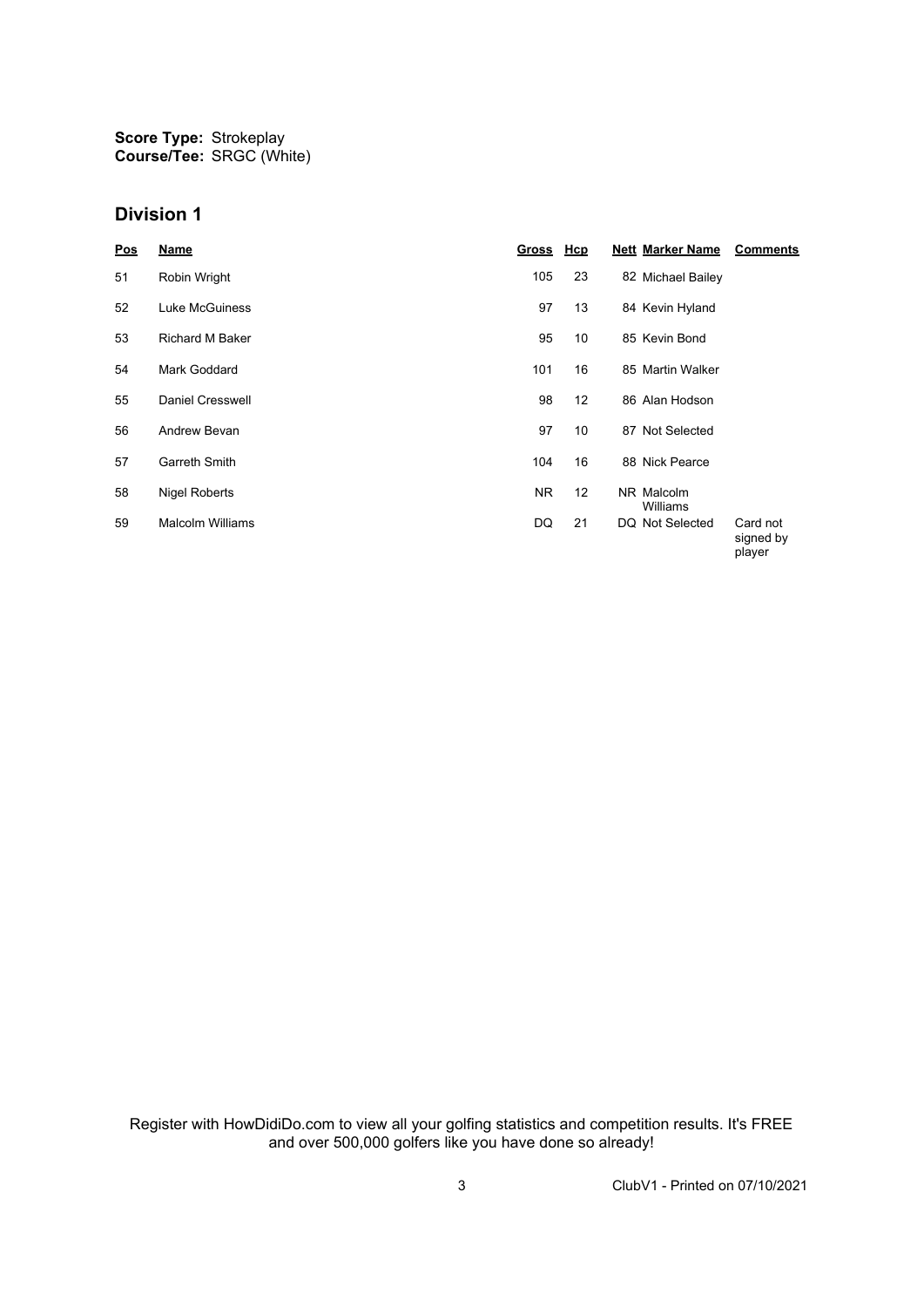**Score Type:** Strokeplay
**Course/Tee:** SRGC (White)

## Division 1

| Pos | Name | Gross | Hcp | Nett | Marker Name | Comments |
|---|---|---|---|---|---|---|
| 51 | Robin Wright | 105 | 23 | 82 | Michael Bailey | |
| 52 | Luke McGuiness | 97 | 13 | 84 | Kevin Hyland | |
| 53 | Richard M Baker | 95 | 10 | 85 | Kevin Bond | |
| 54 | Mark Goddard | 101 | 16 | 85 | Martin Walker | |
| 55 | Daniel Cresswell | 98 | 12 | 86 | Alan Hodson | |
| 56 | Andrew Bevan | 97 | 10 | 87 | Not Selected | |
| 57 | Garreth Smith | 104 | 16 | 88 | Nick Pearce | |
| 58 | Nigel Roberts | NR | 12 | NR | Malcolm Williams | |
| 59 | Malcolm Williams | DQ | 21 | DQ | Not Selected | Card not signed by player |

Register with HowDidiDo.com to view all your golfing statistics and competition results. It's FREE and over 500,000 golfers like you have done so already!

ClubV1 - Printed on 07/10/2021